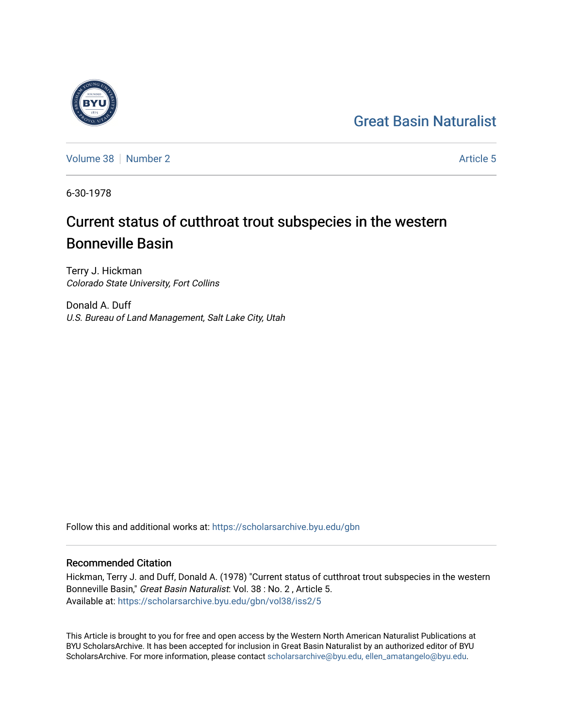Great Basin Naturalist

Volume 38 | Number 2 | Article 5

6-30-1978

# Current status of cutthroat trout subspecies in the western Bonneville Basin

Terry J. Hickman
*Colorado State University, Fort Collins*

Donald A. Duff
*U.S. Bureau of Land Management, Salt Lake City, Utah*

Follow this and additional works at: https://scholarsarchive.byu.edu/gbn

## Recommended Citation

Hickman, Terry J. and Duff, Donald A. (1978) "Current status of cutthroat trout subspecies in the western Bonneville Basin," *Great Basin Naturalist*: Vol. 38 : No. 2 , Article 5.
Available at: https://scholarsarchive.byu.edu/gbn/vol38/iss2/5

This Article is brought to you for free and open access by the Western North American Naturalist Publications at BYU ScholarsArchive. It has been accepted for inclusion in Great Basin Naturalist by an authorized editor of BYU ScholarsArchive. For more information, please contact scholarsarchive@byu.edu, ellen_amatangelo@byu.edu.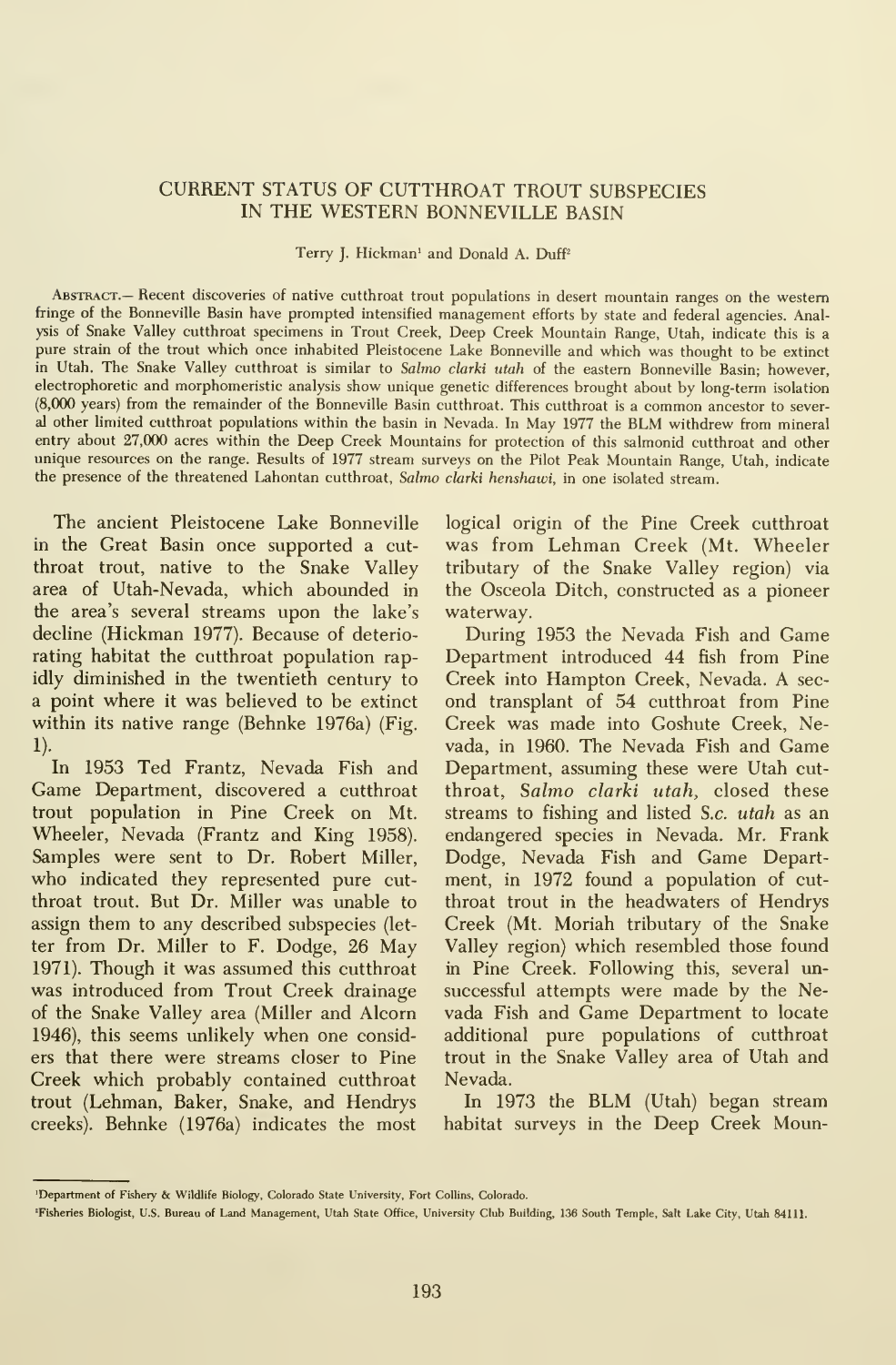# CURRENT STATUS OF CUTTHROAT TROUT SUBSPECIES IN THE WESTERN BONNEVILLE BASIN

Terry J. Hickman[1] and Donald A. Duff[2]

Abstract.— Recent discoveries of native cutthroat trout populations in desert mountain ranges on the western fringe of the Bonneville Basin have prompted intensified management efforts by state and federal agencies. Analysis of Snake Valley cutthroat specimens in Trout Creek, Deep Creek Mountain Range, Utah, indicate this is a pure strain of the trout which once inhabited Pleistocene Lake Bonneville and which was thought to be extinct in Utah. The Snake Valley cutthroat is similar to *Salmo clarki utah* of the eastern Bonneville Basin; however, electrophoretic and morphomeristic analysis show unique genetic differences brought about by long-term isolation (8,000 years) from the remainder of the Bonneville Basin cutthroat. This cutthroat is a common ancestor to several other limited cutthroat populations within the basin in Nevada. In May 1977 the BLM withdrew from mineral entry about 27,000 acres within the Deep Creek Mountains for protection of this salmonid cutthroat and other unique resources on the range. Results of 1977 stream surveys on the Pilot Peak Mountain Range, Utah, indicate the presence of the threatened Lahontan cutthroat, *Salmo clarki henshawi*, in one isolated stream.

The ancient Pleistocene Lake Bonneville in the Great Basin once supported a cutthroat trout, native to the Snake Valley area of Utah-Nevada, which abounded in the area's several streams upon the lake's decline (Hickman 1977). Because of deteriorating habitat the cutthroat population rapidly diminished in the twentieth century to a point where it was believed to be extinct within its native range (Behnke 1976a) (Fig. 1).

In 1953 Ted Frantz, Nevada Fish and Game Department, discovered a cutthroat trout population in Pine Creek on Mt. Wheeler, Nevada (Frantz and King 1958). Samples were sent to Dr. Robert Miller, who indicated they represented pure cutthroat trout. But Dr. Miller was unable to assign them to any described subspecies (letter from Dr. Miller to F. Dodge, 26 May 1971). Though it was assumed this cutthroat was introduced from Trout Creek drainage of the Snake Valley area (Miller and Alcorn 1946), this seems unlikely when one considers that there were streams closer to Pine Creek which probably contained cutthroat trout (Lehman, Baker, Snake, and Hendrys creeks). Behnke (1976a) indicates the most logical origin of the Pine Creek cutthroat was from Lehman Creek (Mt. Wheeler tributary of the Snake Valley region) via the Osceola Ditch, constructed as a pioneer waterway.

During 1953 the Nevada Fish and Game Department introduced 44 fish from Pine Creek into Hampton Creek, Nevada. A second transplant of 54 cutthroat from Pine Creek was made into Goshute Creek, Nevada, in 1960. The Nevada Fish and Game Department, assuming these were Utah cutthroat, *Salmo clarki utah,* closed these streams to fishing and listed *S.c. utah* as an endangered species in Nevada. Mr. Frank Dodge, Nevada Fish and Game Department, in 1972 found a population of cutthroat trout in the headwaters of Hendrys Creek (Mt. Moriah tributary of the Snake Valley region) which resembled those found in Pine Creek. Following this, several unsuccessful attempts were made by the Nevada Fish and Game Department to locate additional pure populations of cutthroat trout in the Snake Valley area of Utah and Nevada.

In 1973 the BLM (Utah) began stream habitat surveys in the Deep Creek Moun-

---

[1]Department of Fishery & Wildlife Biology, Colorado State University, Fort Collins, Colorado.

[2]Fisheries Biologist, U.S. Bureau of Land Management, Utah State Office, University Club Building, 136 South Temple, Salt Lake City, Utah 84111.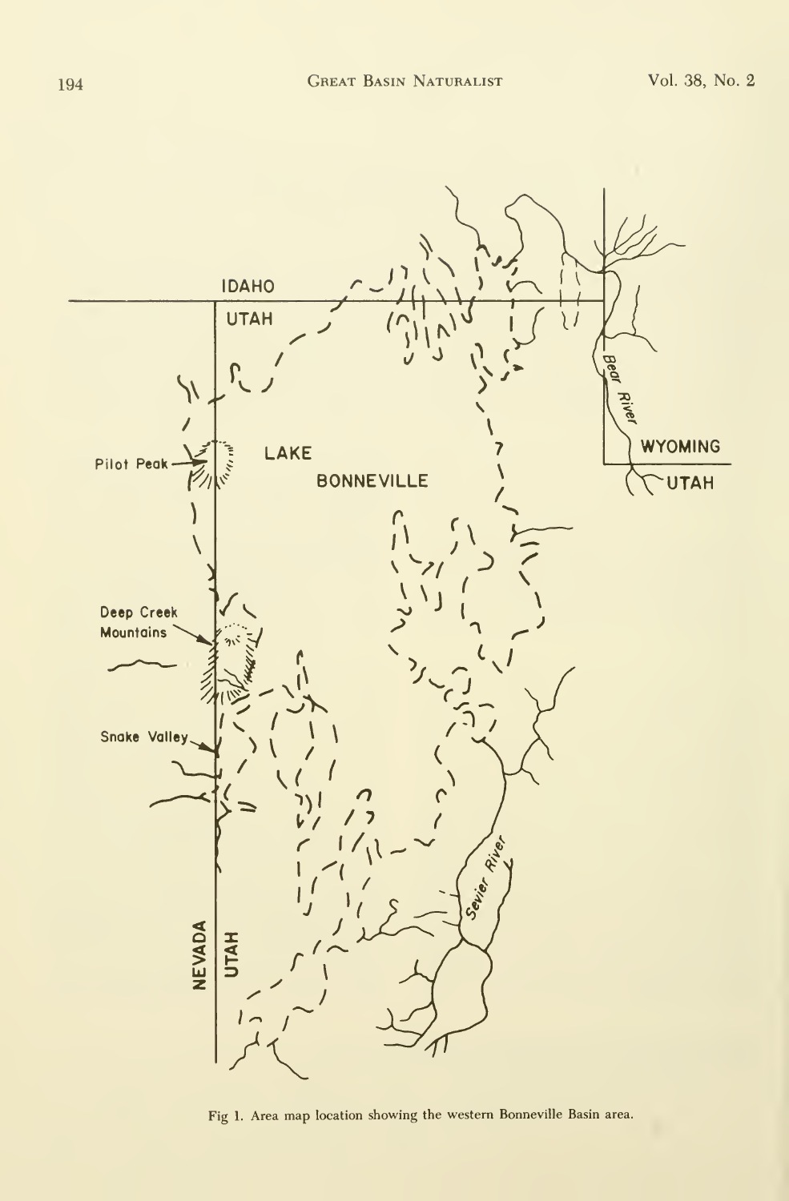IDAHO

UTAH

WYOMING

UTAH

Bear River

Pilot Peak

LAKE

BONNEVILLE

Deep Creek Mountains

Snake Valley

Sevier River

NEVADA

UTAH

Fig 1. Area map location showing the western Bonneville Basin area.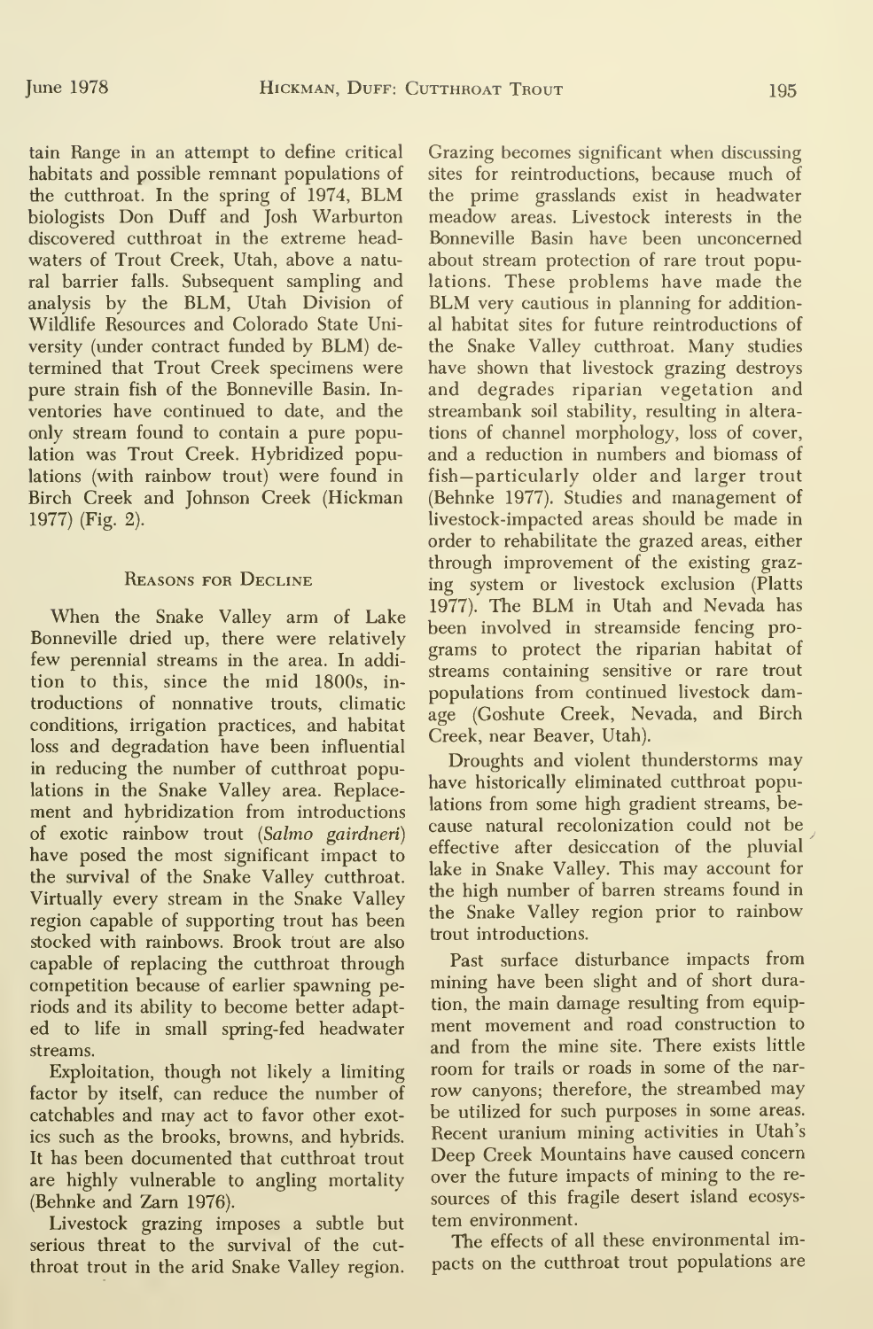tain Range in an attempt to define critical habitats and possible remnant populations of the cutthroat. In the spring of 1974, BLM biologists Don Duff and Josh Warburton discovered cutthroat in the extreme headwaters of Trout Creek, Utah, above a natural barrier falls. Subsequent sampling and analysis by the BLM, Utah Division of Wildlife Resources and Colorado State University (under contract funded by BLM) determined that Trout Creek specimens were pure strain fish of the Bonneville Basin. Inventories have continued to date, and the only stream found to contain a pure population was Trout Creek. Hybridized populations (with rainbow trout) were found in Birch Creek and Johnson Creek (Hickman 1977) (Fig. 2).

## Reasons for Decline

When the Snake Valley arm of Lake Bonneville dried up, there were relatively few perennial streams in the area. In addition to this, since the mid 1800s, introductions of nonnative trouts, climatic conditions, irrigation practices, and habitat loss and degradation have been influential in reducing the number of cutthroat populations in the Snake Valley area. Replacement and hybridization from introductions of exotic rainbow trout (*Salmo gairdneri*) have posed the most significant impact to the survival of the Snake Valley cutthroat. Virtually every stream in the Snake Valley region capable of supporting trout has been stocked with rainbows. Brook trout are also capable of replacing the cutthroat through competition because of earlier spawning periods and its ability to become better adapted to life in small spring-fed headwater streams.

Exploitation, though not likely a limiting factor by itself, can reduce the number of catchables and may act to favor other exotics such as the brooks, browns, and hybrids. It has been documented that cutthroat trout are highly vulnerable to angling mortality (Behnke and Zarn 1976).

Livestock grazing imposes a subtle but serious threat to the survival of the cutthroat trout in the arid Snake Valley region. Grazing becomes significant when discussing sites for reintroductions, because much of the prime grasslands exist in headwater meadow areas. Livestock interests in the Bonneville Basin have been unconcerned about stream protection of rare trout populations. These problems have made the BLM very cautious in planning for additional habitat sites for future reintroductions of the Snake Valley cutthroat. Many studies have shown that livestock grazing destroys and degrades riparian vegetation and streambank soil stability, resulting in alterations of channel morphology, loss of cover, and a reduction in numbers and biomass of fish—particularly older and larger trout (Behnke 1977). Studies and management of livestock-impacted areas should be made in order to rehabilitate the grazed areas, either through improvement of the existing grazing system or livestock exclusion (Platts 1977). The BLM in Utah and Nevada has been involved in streamside fencing programs to protect the riparian habitat of streams containing sensitive or rare trout populations from continued livestock damage (Goshute Creek, Nevada, and Birch Creek, near Beaver, Utah).

Droughts and violent thunderstorms may have historically eliminated cutthroat populations from some high gradient streams, because natural recolonization could not be effective after desiccation of the pluvial lake in Snake Valley. This may account for the high number of barren streams found in the Snake Valley region prior to rainbow trout introductions.

Past surface disturbance impacts from mining have been slight and of short duration, the main damage resulting from equipment movement and road construction to and from the mine site. There exists little room for trails or roads in some of the narrow canyons; therefore, the streambed may be utilized for such purposes in some areas. Recent uranium mining activities in Utah's Deep Creek Mountains have caused concern over the future impacts of mining to the resources of this fragile desert island ecosystem environment.

The effects of all these environmental impacts on the cutthroat trout populations are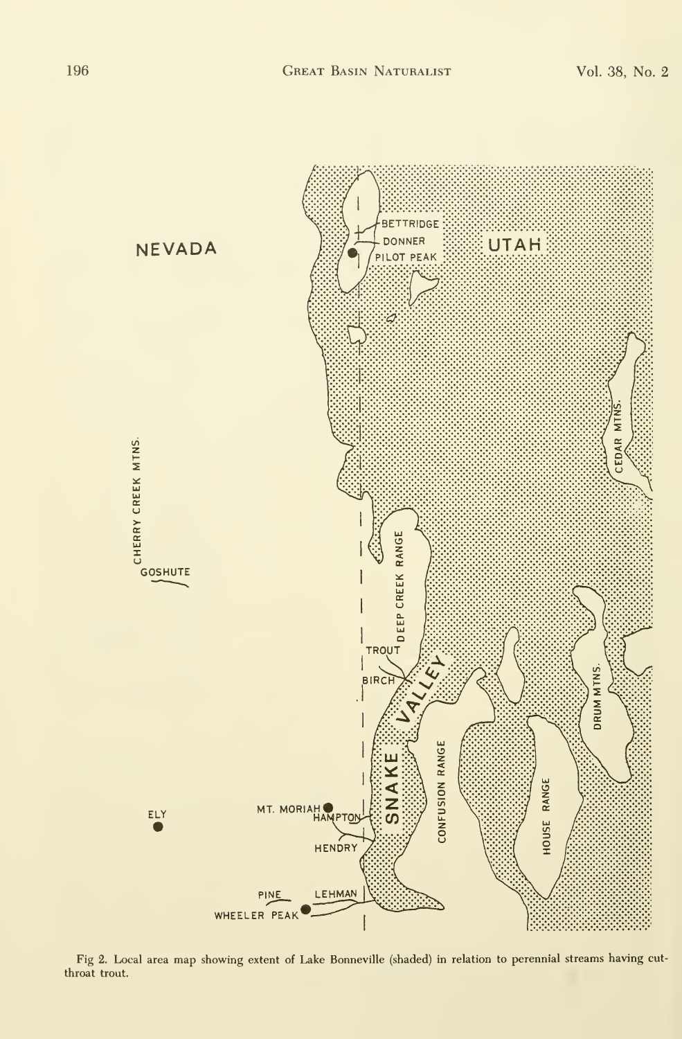NEVADA

UTAH

BETTRIDGE

DONNER

PILOT PEAK

CEDAR MTNS.

CHERRY CREEK MTNS.

GOSHUTE

DEEP CREEK RANGE

TROUT

BIRCH

SNAKE VALLEY

CONFUSION RANGE

HOUSE RANGE

DRUM MTNS.

ELY

MT. MORIAH

HAMPTON

HENDRY

PINE

LEHMAN

WHEELER PEAK

Fig 2. Local area map showing extent of Lake Bonneville (shaded) in relation to perennial streams having cutthroat trout.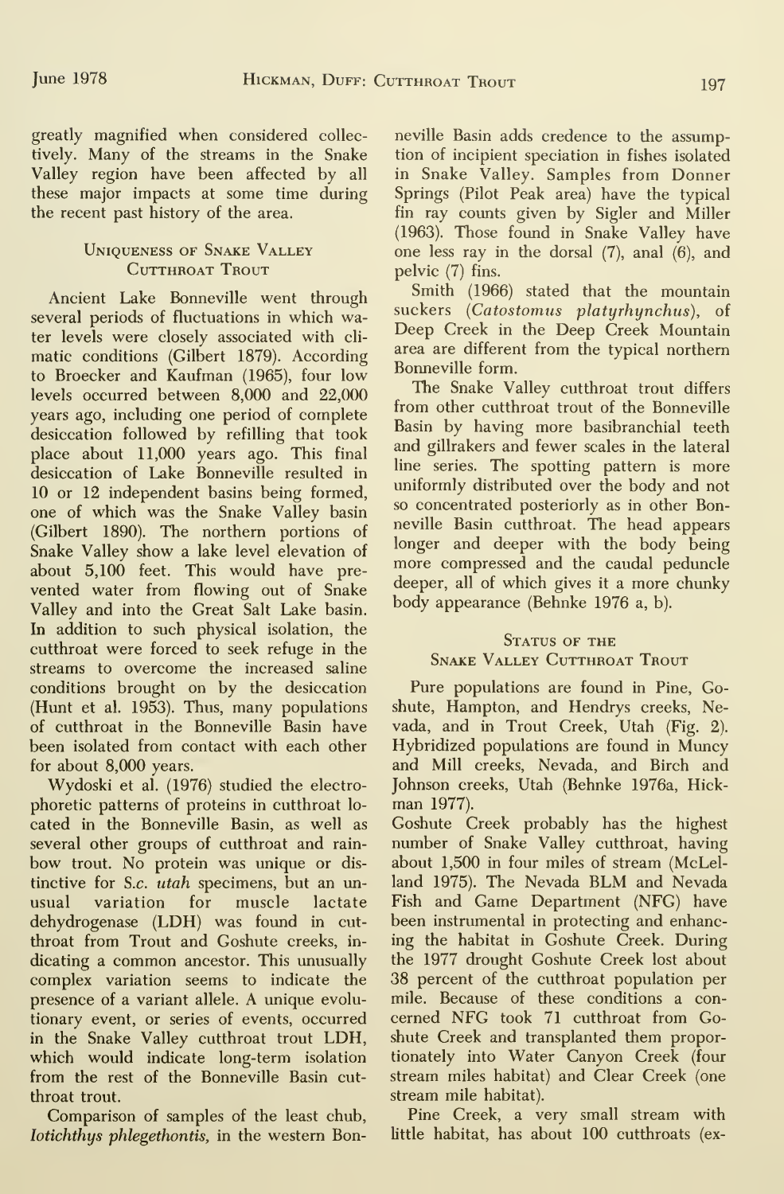greatly magnified when considered collectively. Many of the streams in the Snake Valley region have been affected by all these major impacts at some time during the recent past history of the area.

## Uniqueness of Snake Valley Cutthroat Trout

Ancient Lake Bonneville went through several periods of fluctuations in which water levels were closely associated with climatic conditions (Gilbert 1879). According to Broecker and Kaufman (1965), four low levels occurred between 8,000 and 22,000 years ago, including one period of complete desiccation followed by refilling that took place about 11,000 years ago. This final desiccation of Lake Bonneville resulted in 10 or 12 independent basins being formed, one of which was the Snake Valley basin (Gilbert 1890). The northern portions of Snake Valley show a lake level elevation of about 5,100 feet. This would have prevented water from flowing out of Snake Valley and into the Great Salt Lake basin. In addition to such physical isolation, the cutthroat were forced to seek refuge in the streams to overcome the increased saline conditions brought on by the desiccation (Hunt et al. 1953). Thus, many populations of cutthroat in the Bonneville Basin have been isolated from contact with each other for about 8,000 years.

Wydoski et al. (1976) studied the electrophoretic patterns of proteins in cutthroat located in the Bonneville Basin, as well as several other groups of cutthroat and rainbow trout. No protein was unique or distinctive for *S.c. utah* specimens, but an unusual variation for muscle lactate dehydrogenase (LDH) was found in cutthroat from Trout and Goshute creeks, indicating a common ancestor. This unusually complex variation seems to indicate the presence of a variant allele. A unique evolutionary event, or series of events, occurred in the Snake Valley cutthroat trout LDH, which would indicate long-term isolation from the rest of the Bonneville Basin cutthroat trout.

Comparison of samples of the least chub, *Iotichthys phlegethontis,* in the western Bonneville Basin adds credence to the assumption of incipient speciation in fishes isolated in Snake Valley. Samples from Donner Springs (Pilot Peak area) have the typical fin ray counts given by Sigler and Miller (1963). Those found in Snake Valley have one less ray in the dorsal (7), anal (6), and pelvic (7) fins.

Smith (1966) stated that the mountain suckers (*Catostomus platyrhynchus*), of Deep Creek in the Deep Creek Mountain area are different from the typical northern Bonneville form.

The Snake Valley cutthroat trout differs from other cutthroat trout of the Bonneville Basin by having more basibranchial teeth and gillrakers and fewer scales in the lateral line series. The spotting pattern is more uniformly distributed over the body and not so concentrated posteriorly as in other Bonneville Basin cutthroat. The head appears longer and deeper with the body being more compressed and the caudal peduncle deeper, all of which gives it a more chunky body appearance (Behnke 1976 a, b).

## Status of the Snake Valley Cutthroat Trout

Pure populations are found in Pine, Goshute, Hampton, and Hendrys creeks, Nevada, and in Trout Creek, Utah (Fig. 2). Hybridized populations are found in Muncy and Mill creeks, Nevada, and Birch and Johnson creeks, Utah (Behnke 1976a, Hickman 1977).

Goshute Creek probably has the highest number of Snake Valley cutthroat, having about 1,500 in four miles of stream (McLelland 1975). The Nevada BLM and Nevada Fish and Game Department (NFG) have been instrumental in protecting and enhancing the habitat in Goshute Creek. During the 1977 drought Goshute Creek lost about 38 percent of the cutthroat population per mile. Because of these conditions a concerned NFG took 71 cutthroat from Goshute Creek and transplanted them proportionately into Water Canyon Creek (four stream miles habitat) and Clear Creek (one stream mile habitat).

Pine Creek, a very small stream with little habitat, has about 100 cutthroats (ex-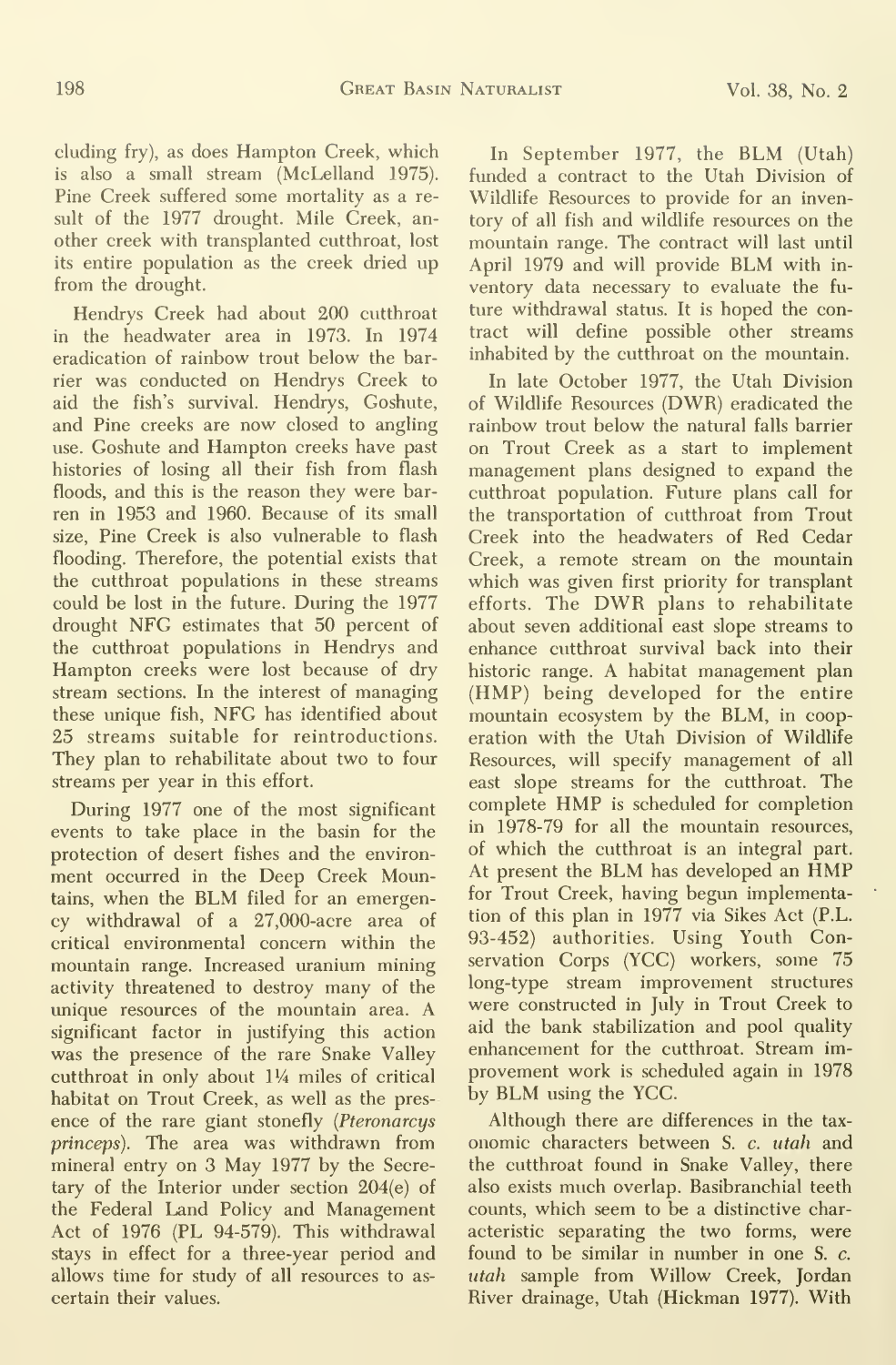cluding fry), as does Hampton Creek, which is also a small stream (McLelland 1975). Pine Creek suffered some mortality as a result of the 1977 drought. Mile Creek, another creek with transplanted cutthroat, lost its entire population as the creek dried up from the drought.

Hendrys Creek had about 200 cutthroat in the headwater area in 1973. In 1974 eradication of rainbow trout below the barrier was conducted on Hendrys Creek to aid the fish's survival. Hendrys, Goshute, and Pine creeks are now closed to angling use. Goshute and Hampton creeks have past histories of losing all their fish from flash floods, and this is the reason they were barren in 1953 and 1960. Because of its small size, Pine Creek is also vulnerable to flash flooding. Therefore, the potential exists that the cutthroat populations in these streams could be lost in the future. During the 1977 drought NFG estimates that 50 percent of the cutthroat populations in Hendrys and Hampton creeks were lost because of dry stream sections. In the interest of managing these unique fish, NFG has identified about 25 streams suitable for reintroductions. They plan to rehabilitate about two to four streams per year in this effort.

During 1977 one of the most significant events to take place in the basin for the protection of desert fishes and the environment occurred in the Deep Creek Mountains, when the BLM filed for an emergency withdrawal of a 27,000-acre area of critical environmental concern within the mountain range. Increased uranium mining activity threatened to destroy many of the unique resources of the mountain area. A significant factor in justifying this action was the presence of the rare Snake Valley cutthroat in only about 1¼ miles of critical habitat on Trout Creek, as well as the presence of the rare giant stonefly (*Pteronarcys princeps*). The area was withdrawn from mineral entry on 3 May 1977 by the Secretary of the Interior under section 204(e) of the Federal Land Policy and Management Act of 1976 (PL 94-579). This withdrawal stays in effect for a three-year period and allows time for study of all resources to ascertain their values.

In September 1977, the BLM (Utah) funded a contract to the Utah Division of Wildlife Resources to provide for an inventory of all fish and wildlife resources on the mountain range. The contract will last until April 1979 and will provide BLM with inventory data necessary to evaluate the future withdrawal status. It is hoped the contract will define possible other streams inhabited by the cutthroat on the mountain.

In late October 1977, the Utah Division of Wildlife Resources (DWR) eradicated the rainbow trout below the natural falls barrier on Trout Creek as a start to implement management plans designed to expand the cutthroat population. Future plans call for the transportation of cutthroat from Trout Creek into the headwaters of Red Cedar Creek, a remote stream on the mountain which was given first priority for transplant efforts. The DWR plans to rehabilitate about seven additional east slope streams to enhance cutthroat survival back into their historic range. A habitat management plan (HMP) being developed for the entire mountain ecosystem by the BLM, in cooperation with the Utah Division of Wildlife Resources, will specify management of all east slope streams for the cutthroat. The complete HMP is scheduled for completion in 1978-79 for all the mountain resources, of which the cutthroat is an integral part. At present the BLM has developed an HMP for Trout Creek, having begun implementation of this plan in 1977 via Sikes Act (P.L. 93-452) authorities. Using Youth Conservation Corps (YCC) workers, some 75 long-type stream improvement structures were constructed in July in Trout Creek to aid the bank stabilization and pool quality enhancement for the cutthroat. Stream improvement work is scheduled again in 1978 by BLM using the YCC.

Although there are differences in the taxonomic characters between *S. c. utah* and the cutthroat found in Snake Valley, there also exists much overlap. Basibranchial teeth counts, which seem to be a distinctive characteristic separating the two forms, were found to be similar in number in one *S. c. utah* sample from Willow Creek, Jordan River drainage, Utah (Hickman 1977). With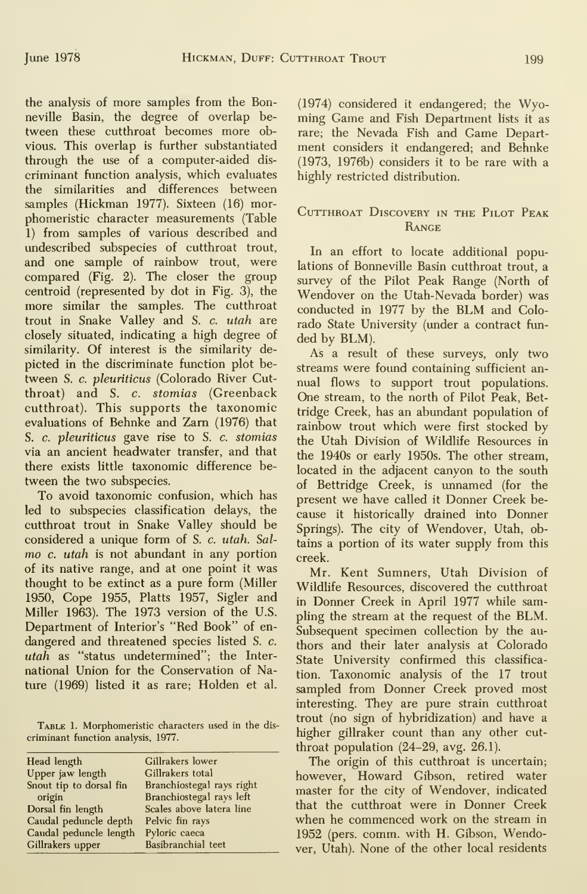the analysis of more samples from the Bonneville Basin, the degree of overlap between these cutthroat becomes more obvious. This overlap is further substantiated through the use of a computer-aided discriminant function analysis, which evaluates the similarities and differences between samples (Hickman 1977). Sixteen (16) morphomeristic character measurements (Table 1) from samples of various described and undescribed subspecies of cutthroat trout, and one sample of rainbow trout, were compared (Fig. 2). The closer the group centroid (represented by dot in Fig. 3), the more similar the samples. The cutthroat trout in Snake Valley and *S. c. utah* are closely situated, indicating a high degree of similarity. Of interest is the similarity depicted in the discriminate function plot between *S. c. pleuriticus* (Colorado River Cutthroat) and *S. c. stomias* (Greenback cutthroat). This supports the taxonomic evaluations of Behnke and Zarn (1976) that *S. c. pleuriticus* gave rise to *S. c. stomias* via an ancient headwater transfer, and that there exists little taxonomic difference between the two subspecies.

To avoid taxonomic confusion, which has led to subspecies classification delays, the cutthroat trout in Snake Valley should be considered a unique form of *S. c. utah*. *Salmo c. utah* is not abundant in any portion of its native range, and at one point it was thought to be extinct as a pure form (Miller 1950, Cope 1955, Platts 1957, Sigler and Miller 1963). The 1973 version of the U.S. Department of Interior's "Red Book" of endangered and threatened species listed *S. c. utah* as "status undetermined"; the International Union for the Conservation of Nature (1969) listed it as rare; Holden et al. (1974) considered it endangered; the Wyoming Game and Fish Department lists it as rare; the Nevada Fish and Game Department considers it endangered; and Behnke (1973, 1976b) considers it to be rare with a highly restricted distribution.

Table 1. Morphomeristic characters used in the discriminant function analysis, 1977.

| | |
|---|---|
| Head length | Gillrakers lower |
| Upper jaw length | Gillrakers total |
| Snout tip to dorsal fin origin | Branchiostegal rays right |
| | Branchiostegal rays left |
| Dorsal fin length | Scales above latera line |
| Caudal peduncle depth | Pelvic fin rays |
| Caudal peduncle length | Pyloric caeca |
| Gillrakers upper | Basibranchial teet |

## Cutthroat Discovery in the Pilot Peak Range

In an effort to locate additional populations of Bonneville Basin cutthroat trout, a survey of the Pilot Peak Range (North of Wendover on the Utah-Nevada border) was conducted in 1977 by the BLM and Colorado State University (under a contract funded by BLM).

As a result of these surveys, only two streams were found containing sufficient annual flows to support trout populations. One stream, to the north of Pilot Peak, Bettridge Creek, has an abundant population of rainbow trout which were first stocked by the Utah Division of Wildlife Resources in the 1940s or early 1950s. The other stream, located in the adjacent canyon to the south of Bettridge Creek, is unnamed (for the present we have called it Donner Creek because it historically drained into Donner Springs). The city of Wendover, Utah, obtains a portion of its water supply from this creek.

Mr. Kent Sumners, Utah Division of Wildlife Resources, discovered the cutthroat in Donner Creek in April 1977 while sampling the stream at the request of the BLM. Subsequent specimen collection by the authors and their later analysis at Colorado State University confirmed this classification. Taxonomic analysis of the 17 trout sampled from Donner Creek proved most interesting. They are pure strain cutthroat trout (no sign of hybridization) and have a higher gillraker count than any other cutthroat population (24–29, avg. 26.1).

The origin of this cutthroat is uncertain; however, Howard Gibson, retired water master for the city of Wendover, indicated that the cutthroat were in Donner Creek when he commenced work on the stream in 1952 (pers. comm. with H. Gibson, Wendover, Utah). None of the other local residents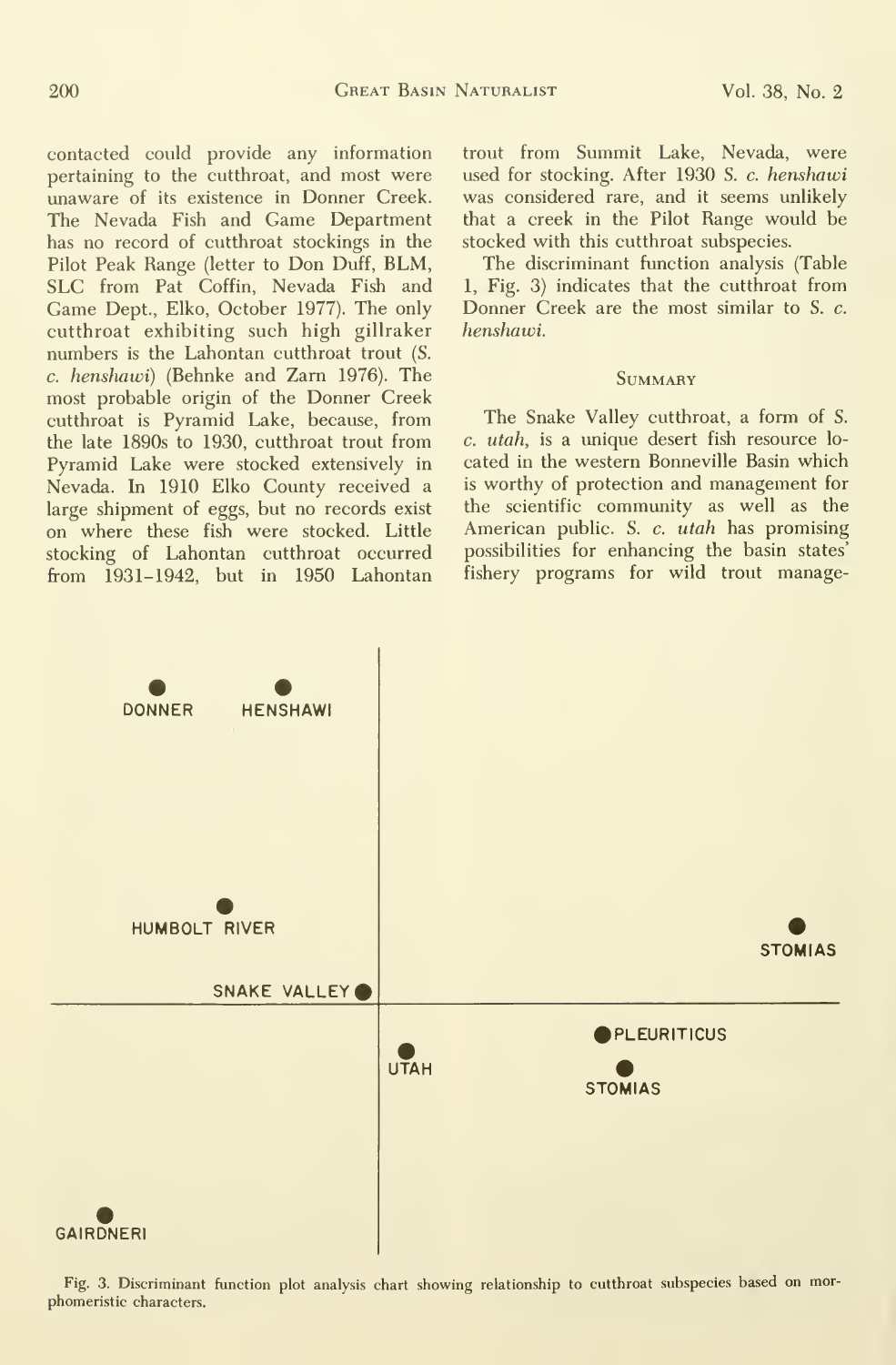contacted could provide any information pertaining to the cutthroat, and most were unaware of its existence in Donner Creek. The Nevada Fish and Game Department has no record of cutthroat stockings in the Pilot Peak Range (letter to Don Duff, BLM, SLC from Pat Coffin, Nevada Fish and Game Dept., Elko, October 1977). The only cutthroat exhibiting such high gillraker numbers is the Lahontan cutthroat trout (*S. c. henshawi*) (Behnke and Zarn 1976). The most probable origin of the Donner Creek cutthroat is Pyramid Lake, because, from the late 1890s to 1930, cutthroat trout from Pyramid Lake were stocked extensively in Nevada. In 1910 Elko County received a large shipment of eggs, but no records exist on where these fish were stocked. Little stocking of Lahontan cutthroat occurred from 1931–1942, but in 1950 Lahontan trout from Summit Lake, Nevada, were used for stocking. After 1930 *S. c. henshawi* was considered rare, and it seems unlikely that a creek in the Pilot Range would be stocked with this cutthroat subspecies.

The discriminant function analysis (Table 1, Fig. 3) indicates that the cutthroat from Donner Creek are the most similar to *S. c. henshawi*.

## Summary

The Snake Valley cutthroat, a form of *S. c. utah*, is a unique desert fish resource located in the western Bonneville Basin which is worthy of protection and management for the scientific community as well as the American public. *S. c. utah* has promising possibilities for enhancing the basin states' fishery programs for wild trout manage-

DONNER
HENSHAWI
HUMBOLT RIVER
STOMIAS
SNAKE VALLEY
PLEURITICUS
UTAH
STOMIAS
GAIRDNERI

Fig. 3. Discriminant function plot analysis chart showing relationship to cutthroat subspecies based on morphomeristic characters.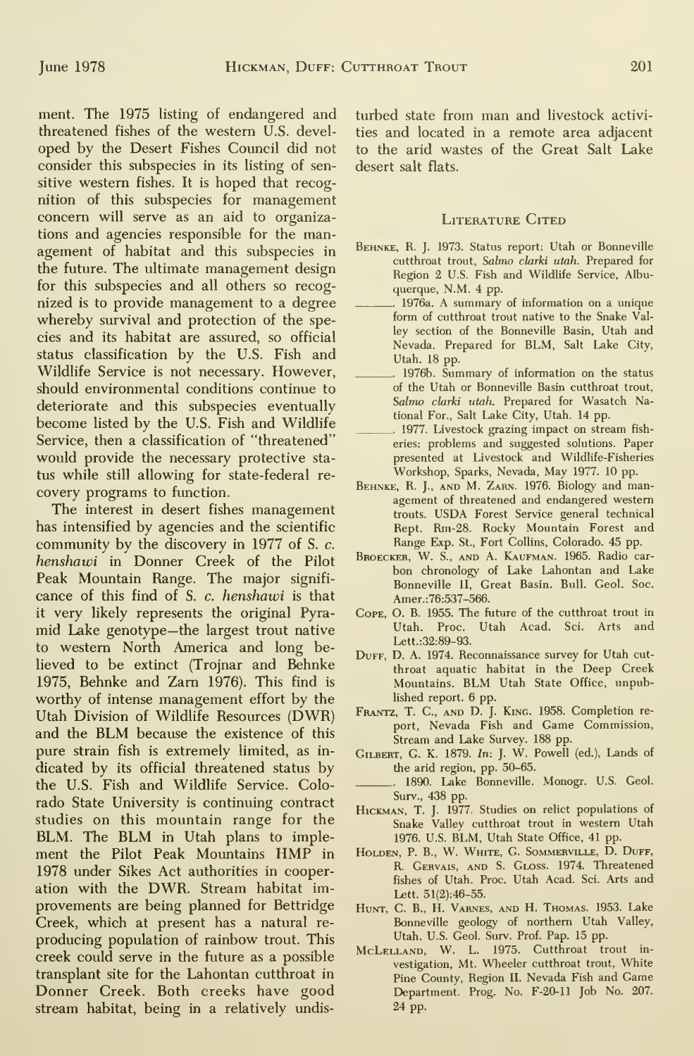ment. The 1975 listing of endangered and threatened fishes of the western U.S. developed by the Desert Fishes Council did not consider this subspecies in its listing of sensitive western fishes. It is hoped that recognition of this subspecies for management concern will serve as an aid to organizations and agencies responsible for the management of habitat and this subspecies in the future. The ultimate management design for this subspecies and all others so recognized is to provide management to a degree whereby survival and protection of the species and its habitat are assured, so official status classification by the U.S. Fish and Wildlife Service is not necessary. However, should environmental conditions continue to deteriorate and this subspecies eventually become listed by the U.S. Fish and Wildlife Service, then a classification of "threatened" would provide the necessary protective status while still allowing for state-federal recovery programs to function.

The interest in desert fishes management has intensified by agencies and the scientific community by the discovery in 1977 of *S. c. henshawi* in Donner Creek of the Pilot Peak Mountain Range. The major significance of this find of *S. c. henshawi* is that it very likely represents the original Pyramid Lake genotype—the largest trout native to western North America and long believed to be extinct (Trojnar and Behnke 1975, Behnke and Zarn 1976). This find is worthy of intense management effort by the Utah Division of Wildlife Resources (DWR) and the BLM because the existence of this pure strain fish is extremely limited, as indicated by its official threatened status by the U.S. Fish and Wildlife Service. Colorado State University is continuing contract studies on this mountain range for the BLM. The BLM in Utah plans to implement the Pilot Peak Mountains HMP in 1978 under Sikes Act authorities in cooperation with the DWR. Stream habitat improvements are being planned for Bettridge Creek, which at present has a natural reproducing population of rainbow trout. This creek could serve in the future as a possible transplant site for the Lahontan cutthroat in Donner Creek. Both creeks have good stream habitat, being in a relatively undisturbed state from man and livestock activities and located in a remote area adjacent to the arid wastes of the Great Salt Lake desert salt flats.

## Literature Cited

Behnke, R. J. 1973. Status report: Utah or Bonneville cutthroat trout, *Salmo clarki utah*. Prepared for Region 2 U.S. Fish and Wildlife Service, Albuquerque, N.M. 4 pp.

———. 1976a. A summary of information on a unique form of cutthroat trout native to the Snake Valley section of the Bonneville Basin, Utah and Nevada. Prepared for BLM, Salt Lake City, Utah. 18 pp.

———. 1976b. Summary of information on the status of the Utah or Bonneville Basin cutthroat trout, *Salmo clarki utah*. Prepared for Wasatch National For., Salt Lake City, Utah. 14 pp.

———. 1977. Livestock grazing impact on stream fisheries: problems and suggested solutions. Paper presented at Livestock and Wildlife-Fisheries Workshop, Sparks, Nevada, May 1977. 10 pp.

Behnke, R. J., and M. Zarn. 1976. Biology and management of threatened and endangered western trouts. USDA Forest Service general technical Rept. Rm-28. Rocky Mountain Forest and Range Exp. St., Fort Collins, Colorado. 45 pp.

Broecker, W. S., and A. Kaufman. 1965. Radio carbon chronology of Lake Lahontan and Lake Bonneville II, Great Basin. Bull. Geol. Soc. Amer.:76:537–566.

Cope, O. B. 1955. The future of the cutthroat trout in Utah. Proc. Utah Acad. Sci. Arts and Lett.:32:89–93.

Duff, D. A. 1974. Reconnaissance survey for Utah cutthroat aquatic habitat in the Deep Creek Mountains. BLM Utah State Office, unpublished report. 6 pp.

Frantz, T. C., and D. J. King. 1958. Completion report, Nevada Fish and Game Commission, Stream and Lake Survey. 188 pp.

Gilbert, G. K. 1879. *In*: J. W. Powell (ed.), Lands of the arid region, pp. 50–65.

———. 1890. Lake Bonneville. Monogr. U.S. Geol. Surv., 438 pp.

Hickman, T. J. 1977. Studies on relict populations of Snake Valley cutthroat trout in western Utah 1976. U.S. BLM, Utah State Office, 41 pp.

Holden, P. B., W. White, G. Sommerville, D. Duff, R. Gervais, and S. Gloss. 1974. Threatened fishes of Utah. Proc. Utah Acad. Sci. Arts and Lett. 51(2):46–55.

Hunt, C. B., H. Varnes, and H. Thomas. 1953. Lake Bonneville geology of northern Utah Valley, Utah. U.S. Geol. Surv. Prof. Pap. 15 pp.

McLelland, W. L. 1975. Cutthroat trout investigation, Mt. Wheeler cutthroat trout, White Pine County, Region II. Nevada Fish and Game Department. Prog. No. F-20-11 Job No. 207. 24 pp.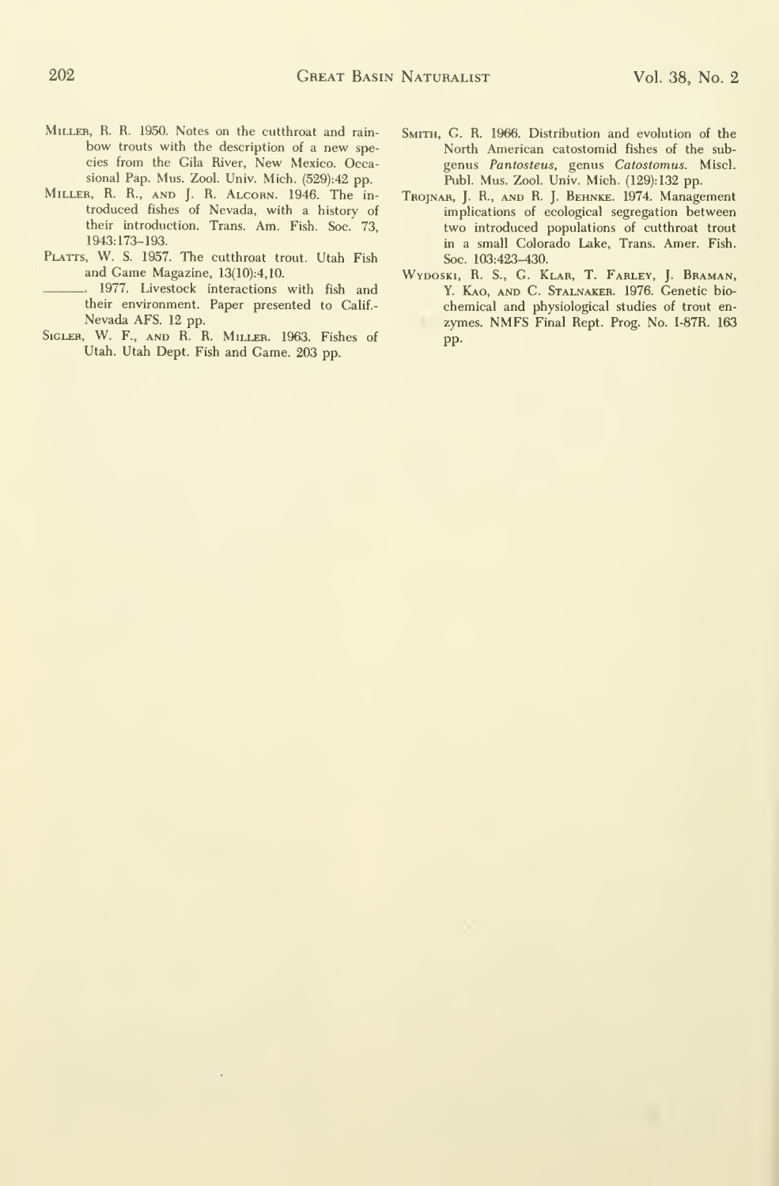Miller, R. R. 1950. Notes on the cutthroat and rainbow trouts with the description of a new species from the Gila River, New Mexico. Occasional Pap. Mus. Zool. Univ. Mich. (529):42 pp.

Miller, R. R., and J. R. Alcorn. 1946. The introduced fishes of Nevada, with a history of their introduction. Trans. Am. Fish. Soc. 73, 1943:173–193.

Platts, W. S. 1957. The cutthroat trout. Utah Fish and Game Magazine, 13(10):4,10.

———. 1977. Livestock interactions with fish and their environment. Paper presented to Calif.-Nevada AFS. 12 pp.

Sigler, W. F., and R. R. Miller. 1963. Fishes of Utah. Utah Dept. Fish and Game. 203 pp.

Smith, G. R. 1966. Distribution and evolution of the North American catostomid fishes of the subgenus *Pantosteus*, genus *Catostomus*. Miscl. Publ. Mus. Zool. Univ. Mich. (129):132 pp.

Trojnar, J. R., and R. J. Behnke. 1974. Management implications of ecological segregation between two introduced populations of cutthroat trout in a small Colorado Lake, Trans. Amer. Fish. Soc. 103:423–430.

Wydoski, R. S., G. Klar, T. Farley, J. Braman, Y. Kao, and C. Stalnaker. 1976. Genetic biochemical and physiological studies of trout enzymes. NMFS Final Rept. Prog. No. I-87R. 163 pp.